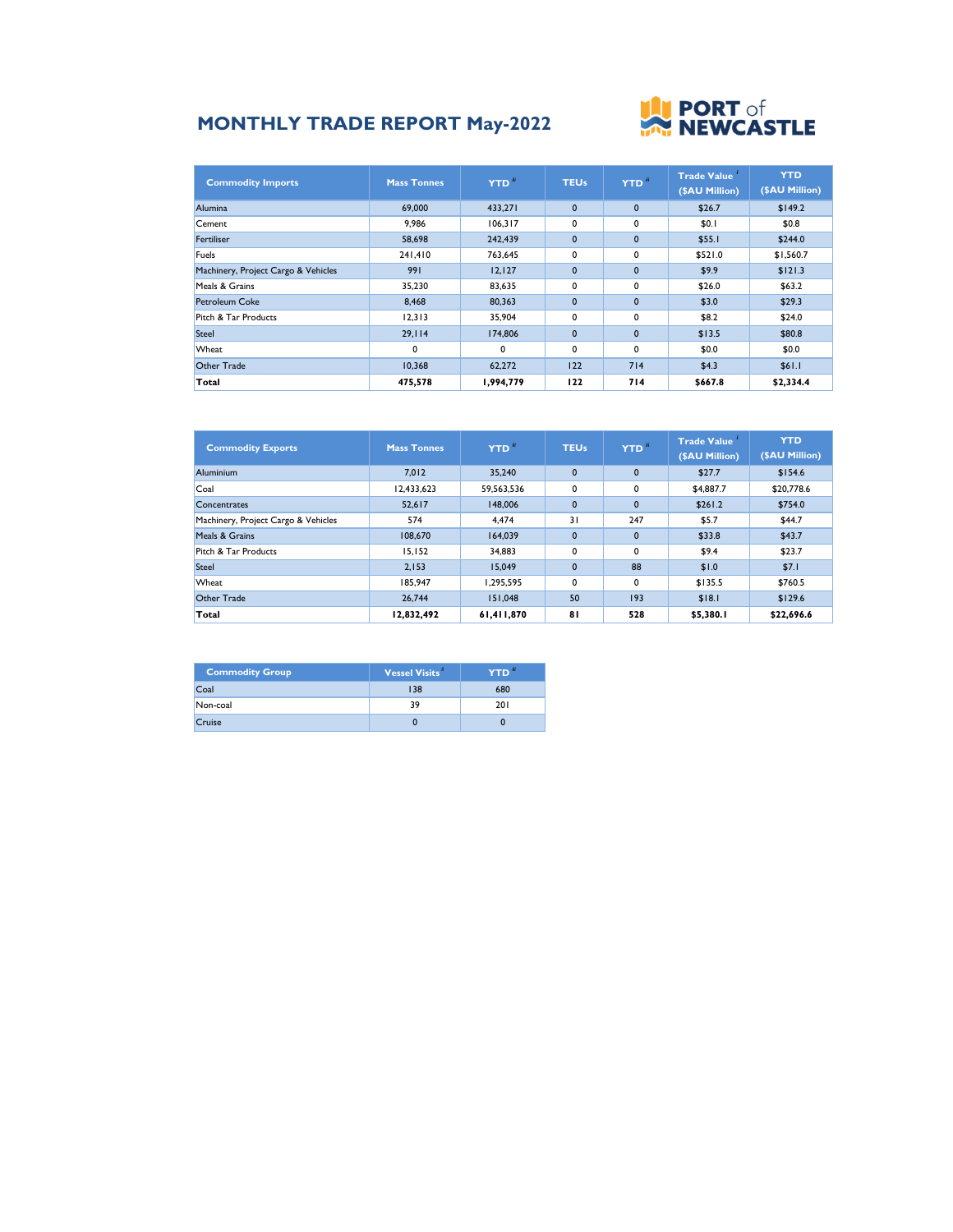# MONTHLY TRADE REPORT May-2022

PORT of NEWCASTLE

| Commodity Imports | Mass Tonnes | YTD [ii] | TEUs | YTD [ii] | Trade Value [i] ($AU Million) | YTD ($AU Million) |
|---|---|---|---|---|---|---|
| Alumina | 69,000 | 433,271 | 0 | 0 | $26.7 | $149.2 |
| Cement | 9,986 | 106,317 | 0 | 0 | $0.1 | $0.8 |
| Fertiliser | 58,698 | 242,439 | 0 | 0 | $55.1 | $244.0 |
| Fuels | 241,410 | 763,645 | 0 | 0 | $521.0 | $1,560.7 |
| Machinery, Project Cargo & Vehicles | 991 | 12,127 | 0 | 0 | $9.9 | $121.3 |
| Meals & Grains | 35,230 | 83,635 | 0 | 0 | $26.0 | $63.2 |
| Petroleum Coke | 8,468 | 80,363 | 0 | 0 | $3.0 | $29.3 |
| Pitch & Tar Products | 12,313 | 35,904 | 0 | 0 | $8.2 | $24.0 |
| Steel | 29,114 | 174,806 | 0 | 0 | $13.5 | $80.8 |
| Wheat | 0 | 0 | 0 | 0 | $0.0 | $0.0 |
| Other Trade | 10,368 | 62,272 | 122 | 714 | $4.3 | $61.1 |
| **Total** | **475,578** | **1,994,779** | **122** | **714** | **$667.8** | **$2,334.4** |

| Commodity Exports | Mass Tonnes | YTD [ii] | TEUs | YTD [ii] | Trade Value [i] ($AU Million) | YTD ($AU Million) |
|---|---|---|---|---|---|---|
| Aluminium | 7,012 | 35,240 | 0 | 0 | $27.7 | $154.6 |
| Coal | 12,433,623 | 59,563,536 | 0 | 0 | $4,887.7 | $20,778.6 |
| Concentrates | 52,617 | 148,006 | 0 | 0 | $261.2 | $754.0 |
| Machinery, Project Cargo & Vehicles | 574 | 4,474 | 31 | 247 | $5.7 | $44.7 |
| Meals & Grains | 108,670 | 164,039 | 0 | 0 | $33.8 | $43.7 |
| Pitch & Tar Products | 15,152 | 34,883 | 0 | 0 | $9.4 | $23.7 |
| Steel | 2,153 | 15,049 | 0 | 88 | $1.0 | $7.1 |
| Wheat | 185,947 | 1,295,595 | 0 | 0 | $135.5 | $760.5 |
| Other Trade | 26,744 | 151,048 | 50 | 193 | $18.1 | $129.6 |
| **Total** | **12,832,492** | **61,411,870** | **81** | **528** | **$5,380.1** | **$22,696.6** |

| Commodity Group | Vessel Visits [ii] | YTD [ii] |
|---|---|---|
| Coal | 138 | 680 |
| Non-coal | 39 | 201 |
| Cruise | 0 | 0 |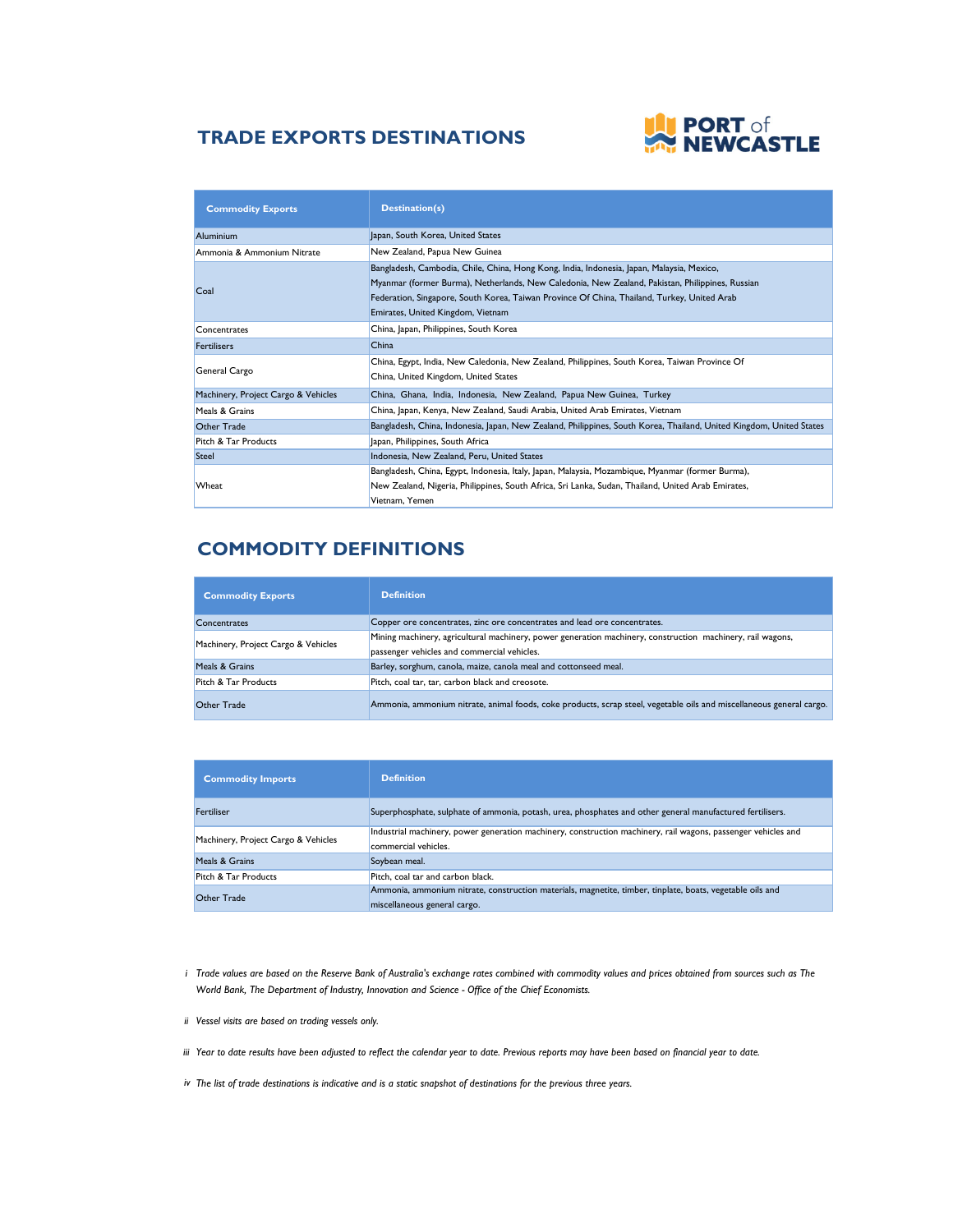## TRADE EXPORTS DESTINATIONS

PORT of NEWCASTLE

| Commodity Exports | Destination(s) |
|---|---|
| Aluminium | Japan, South Korea, United States |
| Ammonia & Ammonium Nitrate | New Zealand, Papua New Guinea |
| Coal | Bangladesh, Cambodia, Chile, China, Hong Kong, India, Indonesia, Japan, Malaysia, Mexico, Myanmar (former Burma), Netherlands, New Caledonia, New Zealand, Pakistan, Philippines, Russian Federation, Singapore, South Korea, Taiwan Province Of China, Thailand, Turkey, United Arab Emirates, United Kingdom, Vietnam |
| Concentrates | China, Japan, Philippines, South Korea |
| Fertilisers | China |
| General Cargo | China, Egypt, India, New Caledonia, New Zealand, Philippines, South Korea, Taiwan Province Of China, United Kingdom, United States |
| Machinery, Project Cargo & Vehicles | China, Ghana, India, Indonesia, New Zealand, Papua New Guinea, Turkey |
| Meals & Grains | China, Japan, Kenya, New Zealand, Saudi Arabia, United Arab Emirates, Vietnam |
| Other Trade | Bangladesh, China, Indonesia, Japan, New Zealand, Philippines, South Korea, Thailand, United Kingdom, United States |
| Pitch & Tar Products | Japan, Philippines, South Africa |
| Steel | Indonesia, New Zealand, Peru, United States |
| Wheat | Bangladesh, China, Egypt, Indonesia, Italy, Japan, Malaysia, Mozambique, Myanmar (former Burma), New Zealand, Nigeria, Philippines, South Africa, Sri Lanka, Sudan, Thailand, United Arab Emirates, Vietnam, Yemen |

## COMMODITY DEFINITIONS

| Commodity Exports | Definition |
|---|---|
| Concentrates | Copper ore concentrates, zinc ore concentrates and lead ore concentrates. |
| Machinery, Project Cargo & Vehicles | Mining machinery, agricultural machinery, power generation machinery, construction machinery, rail wagons, passenger vehicles and commercial vehicles. |
| Meals & Grains | Barley, sorghum, canola, maize, canola meal and cottonseed meal. |
| Pitch & Tar Products | Pitch, coal tar, tar, carbon black and creosote. |
| Other Trade | Ammonia, ammonium nitrate, animal foods, coke products, scrap steel, vegetable oils and miscellaneous general cargo. |

| Commodity Imports | Definition |
|---|---|
| Fertiliser | Superphosphate, sulphate of ammonia, potash, urea, phosphates and other general manufactured fertilisers. |
| Machinery, Project Cargo & Vehicles | Industrial machinery, power generation machinery, construction machinery, rail wagons, passenger vehicles and commercial vehicles. |
| Meals & Grains | Soybean meal. |
| Pitch & Tar Products | Pitch, coal tar and carbon black. |
| Other Trade | Ammonia, ammonium nitrate, construction materials, magnetite, timber, tinplate, boats, vegetable oils and miscellaneous general cargo. |

*i Trade values are based on the Reserve Bank of Australia's exchange rates combined with commodity values and prices obtained from sources such as The World Bank, The Department of Industry, Innovation and Science - Office of the Chief Economists.*

*ii Vessel visits are based on trading vessels only.*

*iii Year to date results have been adjusted to reflect the calendar year to date. Previous reports may have been based on financial year to date.*

*iv The list of trade destinations is indicative and is a static snapshot of destinations for the previous three years.*